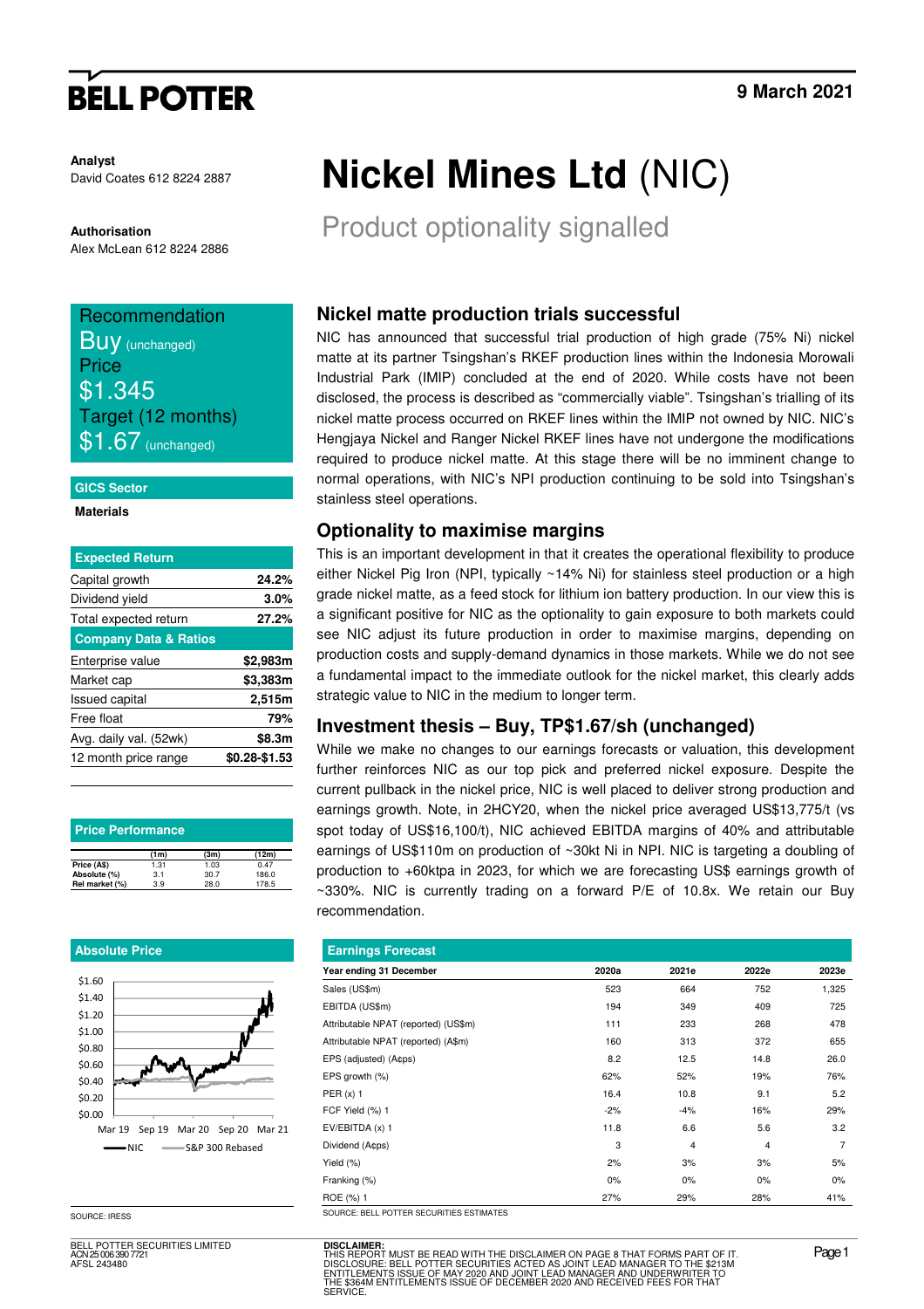# BELL POTTER

9 March 2021

**Analyst**
David Coates 612 8224 2887

**Authorisation**
Alex McLean 612 8224 2886

# Nickel Mines Ltd (NIC)

## Product optionality signalled

Recommendation
**Buy** (unchanged)
Price
**$1.345**
Target (12 months)
**$1.67** (unchanged)

**GICS Sector**

**Materials**

| Expected Return | |
|---|---|
| Capital growth | **24.2%** |
| Dividend yield | **3.0%** |
| Total expected return | **27.2%** |
| **Company Data & Ratios** | |
| Enterprise value | **$2,983m** |
| Market cap | **$3,383m** |
| Issued capital | **2,515m** |
| Free float | **79%** |
| Avg. daily val. (52wk) | **$8.3m** |
| 12 month price range | **$0.28-$1.53** |

**Price Performance**

| | (1m) | (3m) | (12m) |
|---|---|---|---|
| Price (A$) | 1.31 | 1.03 | 0.47 |
| Absolute (%) | 3.1 | 30.7 | 186.0 |
| Rel market (%) | 3.9 | 28.0 | 178.5 |

**Absolute Price**

NIC — S&P 300 Rebased

SOURCE: IRESS

### Nickel matte production trials successful

NIC has announced that successful trial production of high grade (75% Ni) nickel matte at its partner Tsingshan's RKEF production lines within the Indonesia Morowali Industrial Park (IMIP) concluded at the end of 2020. While costs have not been disclosed, the process is described as "commercially viable". Tsingshan's trialling of its nickel matte process occurred on RKEF lines within the IMIP not owned by NIC. NIC's Hengjaya Nickel and Ranger Nickel RKEF lines have not undergone the modifications required to produce nickel matte. At this stage there will be no imminent change to normal operations, with NIC's NPI production continuing to be sold into Tsingshan's stainless steel operations.

### Optionality to maximise margins

This is an important development in that it creates the operational flexibility to produce either Nickel Pig Iron (NPI, typically ~14% Ni) for stainless steel production or a high grade nickel matte, as a feed stock for lithium ion battery production. In our view this is a significant positive for NIC as the optionality to gain exposure to both markets could see NIC adjust its future production in order to maximise margins, depending on production costs and supply-demand dynamics in those markets. While we do not see a fundamental impact to the immediate outlook for the nickel market, this clearly adds strategic value to NIC in the medium to longer term.

### Investment thesis – Buy, TP$1.67/sh (unchanged)

While we make no changes to our earnings forecasts or valuation, this development further reinforces NIC as our top pick and preferred nickel exposure. Despite the current pullback in the nickel price, NIC is well placed to deliver strong production and earnings growth. Note, in 2HCY20, when the nickel price averaged US$13,775/t (vs spot today of US$16,100/t), NIC achieved EBITDA margins of 40% and attributable earnings of US$110m on production of ~30kt Ni in NPI. NIC is targeting a doubling of production to +60ktpa in 2023, for which we are forecasting US$ earnings growth of ~330%. NIC is currently trading on a forward P/E of 10.8x. We retain our Buy recommendation.

**Earnings Forecast**

| Year ending 31 December | 2020a | 2021e | 2022e | 2023e |
|---|---|---|---|---|
| Sales (US$m) | 523 | 664 | 752 | 1,325 |
| EBITDA (US$m) | 194 | 349 | 409 | 725 |
| Attributable NPAT (reported) (US$m) | 111 | 233 | 268 | 478 |
| Attributable NPAT (reported) (A$m) | 160 | 313 | 372 | 655 |
| EPS (adjusted) (A¢ps) | 8.2 | 12.5 | 14.8 | 26.0 |
| EPS growth (%) | 62% | 52% | 19% | 76% |
| PER (x) 1 | 16.4 | 10.8 | 9.1 | 5.2 |
| FCF Yield (%) 1 | -2% | -4% | 16% | 29% |
| EV/EBITDA (x) 1 | 11.8 | 6.6 | 5.6 | 3.2 |
| Dividend (A¢ps) | 3 | 4 | 4 | 7 |
| Yield (%) | 2% | 3% | 3% | 5% |
| Franking (%) | 0% | 0% | 0% | 0% |
| ROE (%) 1 | 27% | 29% | 28% | 41% |

SOURCE: BELL POTTER SECURITIES ESTIMATES

BELL POTTER SECURITIES LIMITED
ACN 25 006 390 7721
AFSL 243480

**DISCLAIMER:**
THIS REPORT MUST BE READ WITH THE DISCLAIMER ON PAGE 8 THAT FORMS PART OF IT.
DISCLOSURE: BELL POTTER SECURITIES ACTED AS JOINT LEAD MANAGER TO THE $213M ENTITLEMENTS ISSUE OF MAY 2020 AND JOINT LEAD MANAGER AND UNDERWRITER TO THE $364M ENTITLEMENTS ISSUE OF DECEMBER 2020 AND RECEIVED FEES FOR THAT SERVICE.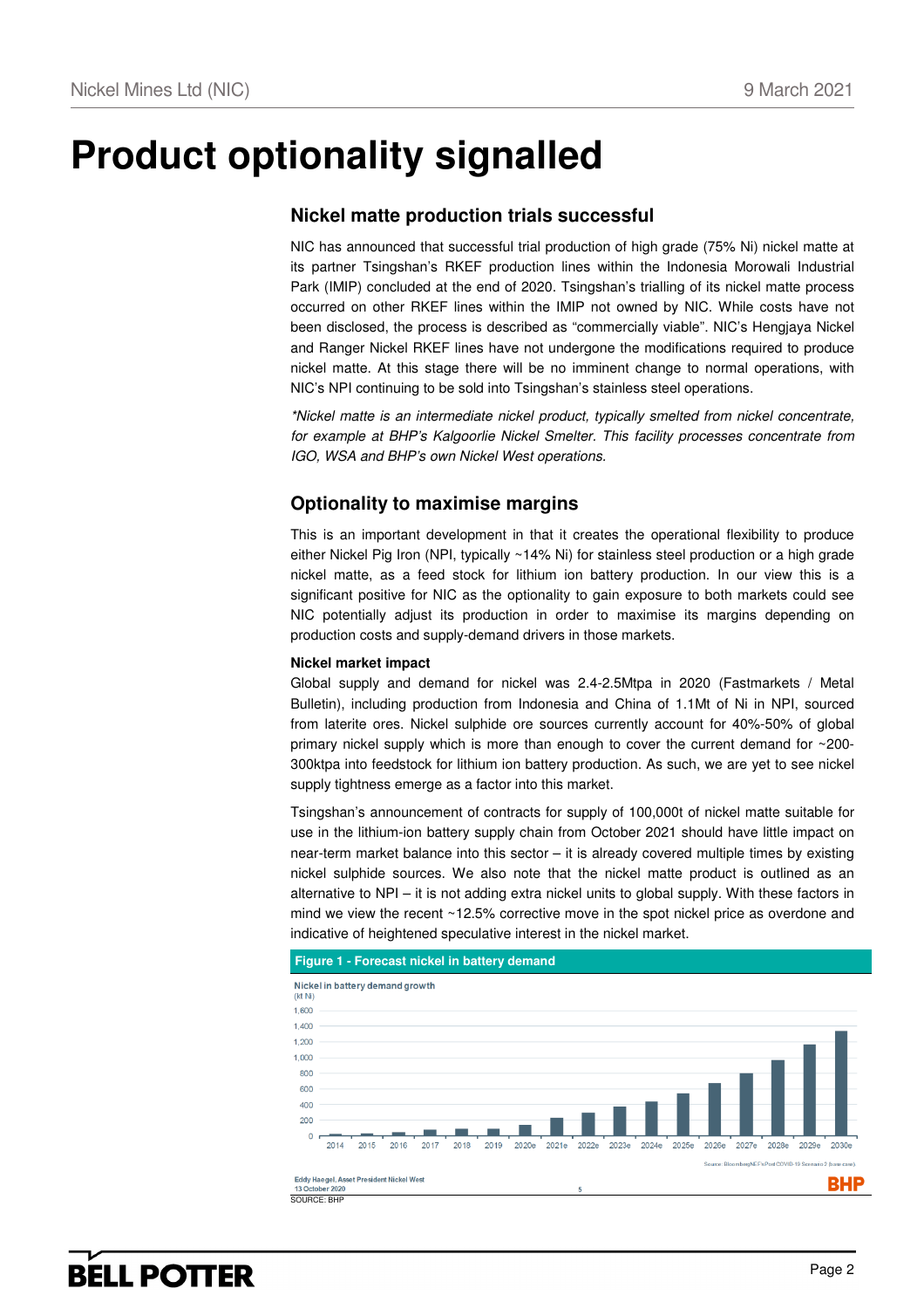# Product optionality signalled

## Nickel matte production trials successful

NIC has announced that successful trial production of high grade (75% Ni) nickel matte at its partner Tsingshan's RKEF production lines within the Indonesia Morowali Industrial Park (IMIP) concluded at the end of 2020. Tsingshan's trialling of its nickel matte process occurred on other RKEF lines within the IMIP not owned by NIC. While costs have not been disclosed, the process is described as "commercially viable". NIC's Hengjaya Nickel and Ranger Nickel RKEF lines have not undergone the modifications required to produce nickel matte. At this stage there will be no imminent change to normal operations, with NIC's NPI continuing to be sold into Tsingshan's stainless steel operations.

*\*Nickel matte is an intermediate nickel product, typically smelted from nickel concentrate, for example at BHP's Kalgoorlie Nickel Smelter. This facility processes concentrate from IGO, WSA and BHP's own Nickel West operations.*

## Optionality to maximise margins

This is an important development in that it creates the operational flexibility to produce either Nickel Pig Iron (NPI, typically ~14% Ni) for stainless steel production or a high grade nickel matte, as a feed stock for lithium ion battery production. In our view this is a significant positive for NIC as the optionality to gain exposure to both markets could see NIC potentially adjust its production in order to maximise its margins depending on production costs and supply-demand drivers in those markets.

**Nickel market impact**

Global supply and demand for nickel was 2.4-2.5Mtpa in 2020 (Fastmarkets / Metal Bulletin), including production from Indonesia and China of 1.1Mt of Ni in NPI, sourced from laterite ores. Nickel sulphide ore sources currently account for 40%-50% of global primary nickel supply which is more than enough to cover the current demand for ~200-300ktpa into feedstock for lithium ion battery production. As such, we are yet to see nickel supply tightness emerge as a factor into this market.

Tsingshan's announcement of contracts for supply of 100,000t of nickel matte suitable for use in the lithium-ion battery supply chain from October 2021 should have little impact on near-term market balance into this sector – it is already covered multiple times by existing nickel sulphide sources. We also note that the nickel matte product is outlined as an alternative to NPI – it is not adding extra nickel units to global supply. With these factors in mind we view the recent ~12.5% corrective move in the spot nickel price as overdone and indicative of heightened speculative interest in the nickel market.

**Figure 1 - Forecast nickel in battery demand**

Nickel in battery demand growth (kt Ni)

Source: BloombergNEF's Post COVID-19 Scenario 2 (base case)

Eddy Haegel, Asset President Nickel West
13 October 2020

SOURCE: BHP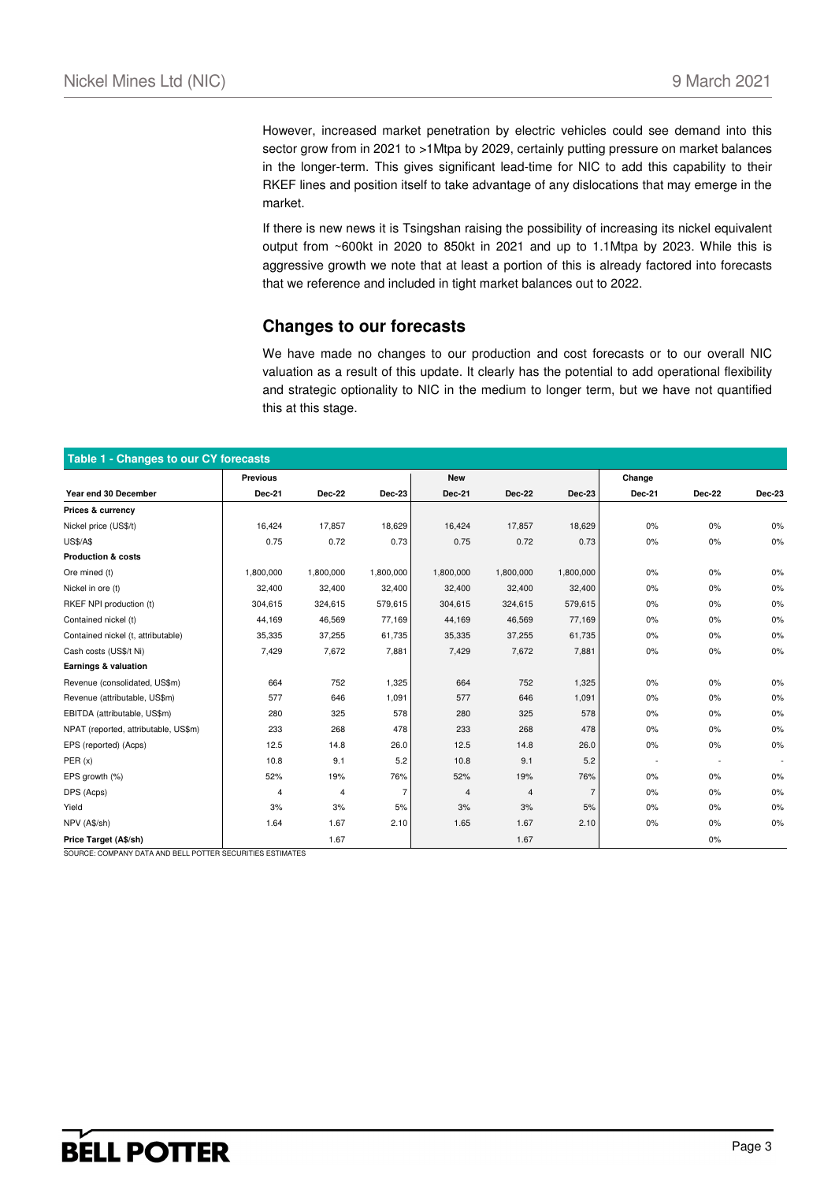However, increased market penetration by electric vehicles could see demand into this sector grow from in 2021 to >1Mtpa by 2029, certainly putting pressure on market balances in the longer-term. This gives significant lead-time for NIC to add this capability to their RKEF lines and position itself to take advantage of any dislocations that may emerge in the market.

If there is new news it is Tsingshan raising the possibility of increasing its nickel equivalent output from ~600kt in 2020 to 850kt in 2021 and up to 1.1Mtpa by 2023. While this is aggressive growth we note that at least a portion of this is already factored into forecasts that we reference and included in tight market balances out to 2022.

## Changes to our forecasts

We have made no changes to our production and cost forecasts or to our overall NIC valuation as a result of this update. It clearly has the potential to add operational flexibility and strategic optionality to NIC in the medium to longer term, but we have not quantified this at this stage.

**Table 1 - Changes to our CY forecasts**

| | Previous | | | New | | | Change | | |
|---|---|---|---|---|---|---|---|---|---|
| **Year end 30 December** | **Dec-21** | **Dec-22** | **Dec-23** | **Dec-21** | **Dec-22** | **Dec-23** | **Dec-21** | **Dec-22** | **Dec-23** |
| **Prices & currency** | | | | | | | | | |
| Nickel price (US$/t) | 16,424 | 17,857 | 18,629 | 16,424 | 17,857 | 18,629 | 0% | 0% | 0% |
| US$/A$ | 0.75 | 0.72 | 0.73 | 0.75 | 0.72 | 0.73 | 0% | 0% | 0% |
| **Production & costs** | | | | | | | | | |
| Ore mined (t) | 1,800,000 | 1,800,000 | 1,800,000 | 1,800,000 | 1,800,000 | 1,800,000 | 0% | 0% | 0% |
| Nickel in ore (t) | 32,400 | 32,400 | 32,400 | 32,400 | 32,400 | 32,400 | 0% | 0% | 0% |
| RKEF NPI production (t) | 304,615 | 324,615 | 579,615 | 304,615 | 324,615 | 579,615 | 0% | 0% | 0% |
| Contained nickel (t) | 44,169 | 46,569 | 77,169 | 44,169 | 46,569 | 77,169 | 0% | 0% | 0% |
| Contained nickel (t, attributable) | 35,335 | 37,255 | 61,735 | 35,335 | 37,255 | 61,735 | 0% | 0% | 0% |
| Cash costs (US$/t Ni) | 7,429 | 7,672 | 7,881 | 7,429 | 7,672 | 7,881 | 0% | 0% | 0% |
| **Earnings & valuation** | | | | | | | | | |
| Revenue (consolidated, US$m) | 664 | 752 | 1,325 | 664 | 752 | 1,325 | 0% | 0% | 0% |
| Revenue (attributable, US$m) | 577 | 646 | 1,091 | 577 | 646 | 1,091 | 0% | 0% | 0% |
| EBITDA (attributable, US$m) | 280 | 325 | 578 | 280 | 325 | 578 | 0% | 0% | 0% |
| NPAT (reported, attributable, US$m) | 233 | 268 | 478 | 233 | 268 | 478 | 0% | 0% | 0% |
| EPS (reported) (Acps) | 12.5 | 14.8 | 26.0 | 12.5 | 14.8 | 26.0 | 0% | 0% | 0% |
| PER (x) | 10.8 | 9.1 | 5.2 | 10.8 | 9.1 | 5.2 | - | - | - |
| EPS growth (%) | 52% | 19% | 76% | 52% | 19% | 76% | 0% | 0% | 0% |
| DPS (Acps) | 4 | 4 | 7 | 4 | 4 | 7 | 0% | 0% | 0% |
| Yield | 3% | 3% | 5% | 3% | 3% | 5% | 0% | 0% | 0% |
| NPV (A$/sh) | 1.64 | 1.67 | 2.10 | 1.65 | 1.67 | 2.10 | 0% | 0% | 0% |
| **Price Target (A$/sh)** | | 1.67 | | | 1.67 | | | 0% | |

SOURCE: COMPANY DATA AND BELL POTTER SECURITIES ESTIMATES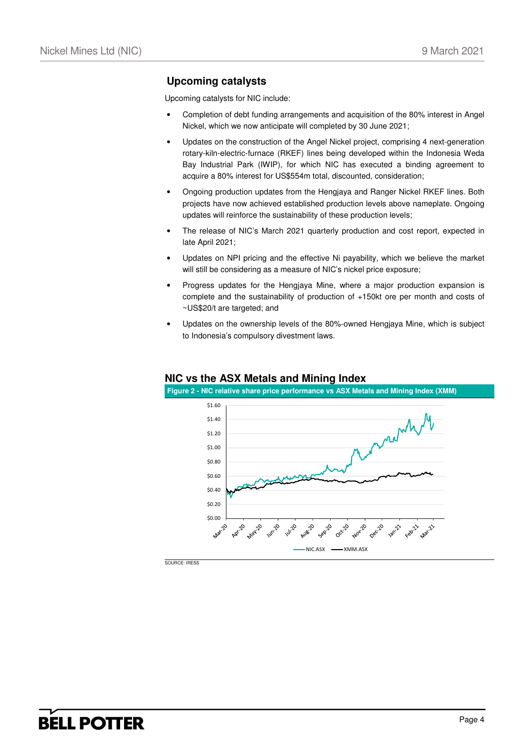## Upcoming catalysts

Upcoming catalysts for NIC include:

- Completion of debt funding arrangements and acquisition of the 80% interest in Angel Nickel, which we now anticipate will completed by 30 June 2021;
- Updates on the construction of the Angel Nickel project, comprising 4 next-generation rotary-kiln-electric-furnace (RKEF) lines being developed within the Indonesia Weda Bay Industrial Park (IWIP), for which NIC has executed a binding agreement to acquire a 80% interest for US$554m total, discounted, consideration;
- Ongoing production updates from the Hengjaya and Ranger Nickel RKEF lines. Both projects have now achieved established production levels above nameplate. Ongoing updates will reinforce the sustainability of these production levels;
- The release of NIC's March 2021 quarterly production and cost report, expected in late April 2021;
- Updates on NPI pricing and the effective Ni payability, which we believe the market will still be considering as a measure of NIC's nickel price exposure;
- Progress updates for the Hengjaya Mine, where a major production expansion is complete and the sustainability of production of +150kt ore per month and costs of ~US$20/t are targeted; and
- Updates on the ownership levels of the 80%-owned Hengjaya Mine, which is subject to Indonesia's compulsory divestment laws.

## NIC vs the ASX Metals and Mining Index

**Figure 2 - NIC relative share price performance vs ASX Metals and Mining Index (XMM)**

SOURCE: IRESS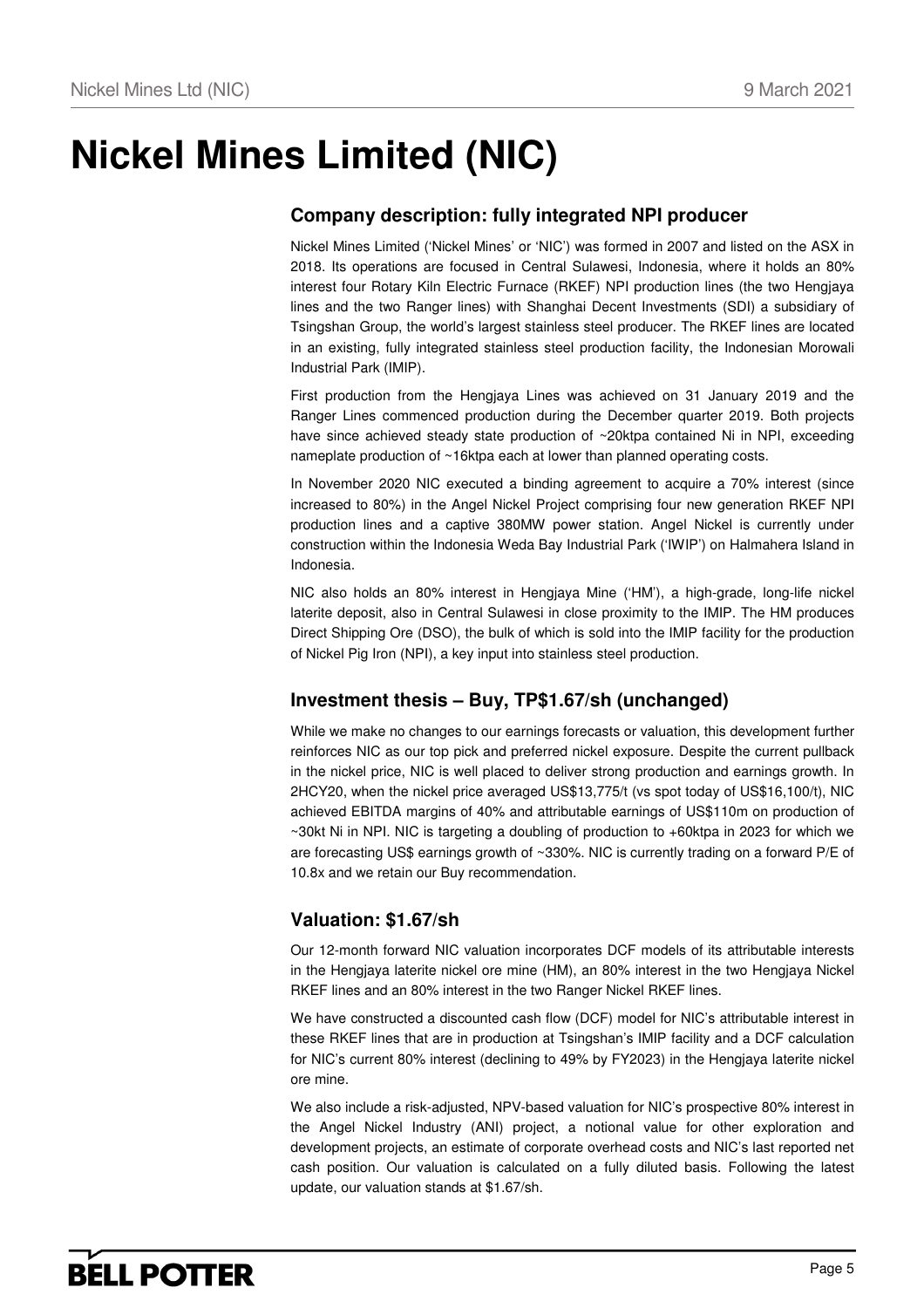# Nickel Mines Limited (NIC)

## Company description: fully integrated NPI producer

Nickel Mines Limited ('Nickel Mines' or 'NIC') was formed in 2007 and listed on the ASX in 2018. Its operations are focused in Central Sulawesi, Indonesia, where it holds an 80% interest four Rotary Kiln Electric Furnace (RKEF) NPI production lines (the two Hengjaya lines and the two Ranger lines) with Shanghai Decent Investments (SDI) a subsidiary of Tsingshan Group, the world's largest stainless steel producer. The RKEF lines are located in an existing, fully integrated stainless steel production facility, the Indonesian Morowali Industrial Park (IMIP).

First production from the Hengjaya Lines was achieved on 31 January 2019 and the Ranger Lines commenced production during the December quarter 2019. Both projects have since achieved steady state production of ~20ktpa contained Ni in NPI, exceeding nameplate production of ~16ktpa each at lower than planned operating costs.

In November 2020 NIC executed a binding agreement to acquire a 70% interest (since increased to 80%) in the Angel Nickel Project comprising four new generation RKEF NPI production lines and a captive 380MW power station. Angel Nickel is currently under construction within the Indonesia Weda Bay Industrial Park ('IWIP') on Halmahera Island in Indonesia.

NIC also holds an 80% interest in Hengjaya Mine ('HM'), a high-grade, long-life nickel laterite deposit, also in Central Sulawesi in close proximity to the IMIP. The HM produces Direct Shipping Ore (DSO), the bulk of which is sold into the IMIP facility for the production of Nickel Pig Iron (NPI), a key input into stainless steel production.

## Investment thesis – Buy, TP$1.67/sh (unchanged)

While we make no changes to our earnings forecasts or valuation, this development further reinforces NIC as our top pick and preferred nickel exposure. Despite the current pullback in the nickel price, NIC is well placed to deliver strong production and earnings growth. In 2HCY20, when the nickel price averaged US$13,775/t (vs spot today of US$16,100/t), NIC achieved EBITDA margins of 40% and attributable earnings of US$110m on production of ~30kt Ni in NPI. NIC is targeting a doubling of production to +60ktpa in 2023 for which we are forecasting US$ earnings growth of ~330%. NIC is currently trading on a forward P/E of 10.8x and we retain our Buy recommendation.

## Valuation: $1.67/sh

Our 12-month forward NIC valuation incorporates DCF models of its attributable interests in the Hengjaya laterite nickel ore mine (HM), an 80% interest in the two Hengjaya Nickel RKEF lines and an 80% interest in the two Ranger Nickel RKEF lines.

We have constructed a discounted cash flow (DCF) model for NIC's attributable interest in these RKEF lines that are in production at Tsingshan's IMIP facility and a DCF calculation for NIC's current 80% interest (declining to 49% by FY2023) in the Hengjaya laterite nickel ore mine.

We also include a risk-adjusted, NPV-based valuation for NIC's prospective 80% interest in the Angel Nickel Industry (ANI) project, a notional value for other exploration and development projects, an estimate of corporate overhead costs and NIC's last reported net cash position. Our valuation is calculated on a fully diluted basis. Following the latest update, our valuation stands at $1.67/sh.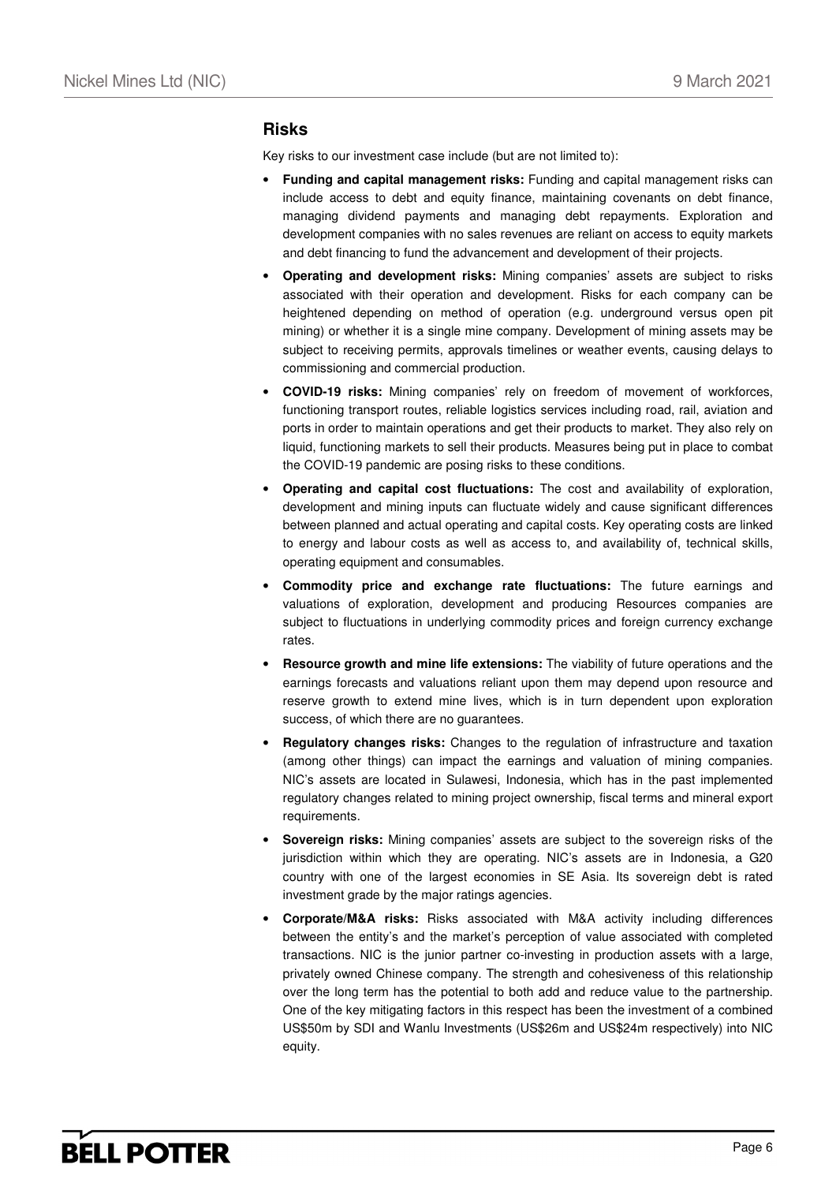## Risks

Key risks to our investment case include (but are not limited to):

- **Funding and capital management risks:** Funding and capital management risks can include access to debt and equity finance, maintaining covenants on debt finance, managing dividend payments and managing debt repayments. Exploration and development companies with no sales revenues are reliant on access to equity markets and debt financing to fund the advancement and development of their projects.
- **Operating and development risks:** Mining companies' assets are subject to risks associated with their operation and development. Risks for each company can be heightened depending on method of operation (e.g. underground versus open pit mining) or whether it is a single mine company. Development of mining assets may be subject to receiving permits, approvals timelines or weather events, causing delays to commissioning and commercial production.
- **COVID-19 risks:** Mining companies' rely on freedom of movement of workforces, functioning transport routes, reliable logistics services including road, rail, aviation and ports in order to maintain operations and get their products to market. They also rely on liquid, functioning markets to sell their products. Measures being put in place to combat the COVID-19 pandemic are posing risks to these conditions.
- **Operating and capital cost fluctuations:** The cost and availability of exploration, development and mining inputs can fluctuate widely and cause significant differences between planned and actual operating and capital costs. Key operating costs are linked to energy and labour costs as well as access to, and availability of, technical skills, operating equipment and consumables.
- **Commodity price and exchange rate fluctuations:** The future earnings and valuations of exploration, development and producing Resources companies are subject to fluctuations in underlying commodity prices and foreign currency exchange rates.
- **Resource growth and mine life extensions:** The viability of future operations and the earnings forecasts and valuations reliant upon them may depend upon resource and reserve growth to extend mine lives, which is in turn dependent upon exploration success, of which there are no guarantees.
- **Regulatory changes risks:** Changes to the regulation of infrastructure and taxation (among other things) can impact the earnings and valuation of mining companies. NIC's assets are located in Sulawesi, Indonesia, which has in the past implemented regulatory changes related to mining project ownership, fiscal terms and mineral export requirements.
- **Sovereign risks:** Mining companies' assets are subject to the sovereign risks of the jurisdiction within which they are operating. NIC's assets are in Indonesia, a G20 country with one of the largest economies in SE Asia. Its sovereign debt is rated investment grade by the major ratings agencies.
- **Corporate/M&A risks:** Risks associated with M&A activity including differences between the entity's and the market's perception of value associated with completed transactions. NIC is the junior partner co-investing in production assets with a large, privately owned Chinese company. The strength and cohesiveness of this relationship over the long term has the potential to both add and reduce value to the partnership. One of the key mitigating factors in this respect has been the investment of a combined US$50m by SDI and Wanlu Investments (US$26m and US$24m respectively) into NIC equity.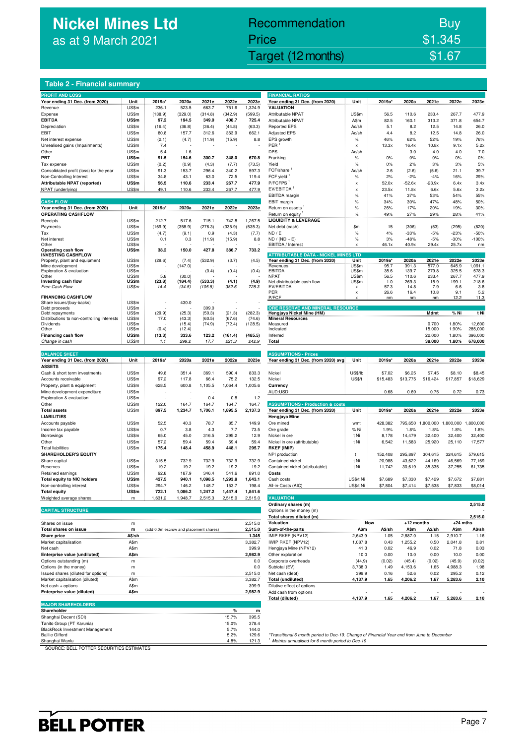# Nickel Mines Ltd
as at 9 March 2021

| Recommendation | Buy |
|---|---|
| Price | $1.345 |
| Target (12 months) | $1.67 |

## Table 2 - Financial summary

**PROFIT AND LOSS**

| Year ending 31 Dec. (from 2020) | Unit | 2019a* | 2020a | 2021e | 2022e | 2023e |
|---|---|---|---|---|---|---|
| Revenue | US$m | 236.1 | 523.5 | 663.7 | 751.6 | 1,324.9 |
| Expense | US$m | (138.9) | (329.0) | (314.8) | (342.9) | (599.5) |
| **EBITDA** | **US$m** | **97.2** | **194.5** | **349.0** | **408.7** | **725.4** |
| Depreciation | US$m | (16.4) | (36.8) | (36.4) | (44.8) | (63.3) |
| EBIT | US$m | 80.8 | 157.7 | 312.6 | 363.9 | 662.1 |
| Net interest expense | US$m | (2.1) | (4.7) | (11.9) | (15.9) | 8.8 |
| Unrealised gains (Impairments) | US$m | 7.4 | - | - | - | - |
| Other | US$m | 5.4 | 1.6 | - | - | - |
| **PBT** | **US$m** | **91.5** | **154.6** | **300.7** | **348.0** | **670.8** |
| Tax expense | US$m | (0.2) | (0.9) | (4.3) | (7.7) | (73.5) |
| Consolidated profit (loss) for the year | US$m | 91.3 | 153.7 | 296.4 | 340.2 | 597.3 |
| Non-Controlling Interest | US$m | 34.8 | 43.1 | 63.0 | 72.5 | 119.4 |
| **Attributable NPAT (reported)** | **US$m** | **56.5** | **110.6** | **233.4** | **267.7** | **477.9** |
| NPAT (underlying) | US$m | 49.1 | 110.6 | 233.4 | 267.7 | 477.9 |

**CASH FLOW**

| Year ending 31 Dec. (from 2020) | Unit | 2019a* | 2020a | 2021e | 2022e | 2023e |
|---|---|---|---|---|---|---|
| **OPERATING CASHFLOW** | | | | | | |
| Receipts | US$m | 212.7 | 517.6 | 715.1 | 742.8 | 1,267.5 |
| Payments | US$m | (169.9) | (358.9) | (276.3) | (335.9) | (535.3) |
| Tax | US$m | (4.7) | (9.1) | 0.9 | (4.3) | (7.7) |
| Net interest | US$m | 0.1 | 0.3 | (11.9) | (15.9) | 8.8 |
| Other | US$m | - | - | - | - | - |
| **Operating cash flow** | **US$m** | **38.2** | **150.0** | **427.8** | **386.7** | **733.2** |
| **INVESTING CASHFLOW** | | | | | | |
| Property, plant and equipment | US$m | (29.6) | (7.4) | (532.9) | (3.7) | (4.5) |
| Mine development | US$m | - | (147.0) | - | - | - |
| Exploration & evaluation | US$m | - | - | (0.4) | (0.4) | (0.4) |
| Other | US$m | 5.8 | (30.0) | - | - | - |
| **Investing cash flow** | **US$m** | **(23.8)** | **(184.4)** | **(533.3)** | **(4.1)** | **(4.9)** |
| *Free Cash Flow* | *US$m* | *14.4* | *(34.5)* | *(105.5)* | *382.6* | *728.3* |
| **FINANCING CASHFLOW** | | | | | | |
| Share issues/(buy-backs) | US$m | - | 430.0 | - | - | - |
| Debt proceeds | US$m | - | - | 309.0 | - | - |
| Debt repayments | US$m | (29.9) | (25.3) | (50.3) | (21.3) | (282.3) |
| Distributions to non-controlling interests | US$m | 17.0 | (43.3) | (60.5) | (67.6) | (74.6) |
| Dividends | US$m | - | (15.4) | (74.9) | (72.4) | (128.5) |
| Other | US$m | (0.4) | (12.4) | - | - | - |
| **Financing cash flow** | **US$m** | **(13.3)** | **333.6** | **123.2** | **(161.4)** | **(485.5)** |
| *Change in cash* | *US$m* | *1.1* | *299.2* | *17.7* | *221.3* | *242.9* |

**BALANCE SHEET**

| Year ending 31 Dec. (from 2020) | Unit | 2019a* | 2020a | 2021e | 2022e | 2023e |
|---|---|---|---|---|---|---|
| **ASSETS** | | | | | | |
| Cash & short term investments | US$m | 49.8 | 351.4 | 369.1 | 590.4 | 833.3 |
| Accounts receivable | US$m | 97.2 | 117.8 | 66.4 | 75.2 | 132.5 |
| Property, plant & equipment | US$m | 628.5 | 600.8 | 1,105.5 | 1,064.4 | 1,005.6 |
| Mine development expenditure | US$m | - | - | - | - | - |
| Exploration & evaluation | US$m | - | - | 0.4 | 0.8 | 1.2 |
| Other | US$m | 122.0 | 164.7 | 164.7 | 164.7 | 164.7 |
| **Total assets** | **US$m** | **897.5** | **1,234.7** | **1,706.1** | **1,895.5** | **2,137.3** |
| **LIABILITIES** | | | | | | |
| Accounts payable | US$m | 52.5 | 40.3 | 78.7 | 85.7 | 149.9 |
| Income tax payable | US$m | 0.7 | 3.8 | 4.3 | 7.7 | 73.5 |
| Borrowings | US$m | 65.0 | 45.0 | 316.5 | 295.2 | 12.9 |
| Other | US$m | 57.2 | 59.4 | 59.4 | 59.4 | 59.4 |
| Total liabilities | US$m | 175.4 | 148.4 | 458.9 | 448.1 | 295.7 |
| **SHAREHOLDER'S EQUITY** | | | | | | |
| Share capital | US$m | 315.5 | 732.9 | 732.9 | 732.9 | 732.9 |
| Reserves | US$m | 19.2 | 19.2 | 19.2 | 19.2 | 19.2 |
| Retained earnings | US$m | 92.8 | 187.9 | 346.4 | 541.6 | 891.0 |
| **Total equity to NIC holders** | **US$m** | **427.5** | **940.1** | **1,098.5** | **1,293.8** | **1,643.1** |
| Non-controlling interest | US$m | 294.7 | 146.2 | 148.7 | 153.7 | 198.4 |
| **Total equity** | **US$m** | **722.1** | **1,086.2** | **1,247.2** | **1,447.4** | **1,841.6** |
| Weighted average shares | m | 1,631.2 | 1,948.7 | 2,515.3 | 2,515.0 | 2,515.0 |

**CAPITAL STRUCTURE**

| | | | |
|---|---|---|---|
| Shares on issue | m | | 2,515.0 |
| **Total shares on issue** | **m** | (add 0.0m escrow and placement shares) | **2,515.0** |
| **Share price** | **A$/sh** | | **1.345** |
| Market capitalisation | A$m | | 3,382.7 |
| Net cash | A$m | | 399.9 |
| **Enterprise value (undiluted)** | **A$m** | | **2,982.9** |
| Options outstanding (m) | m | | 0.0 |
| Options (in the money) | m | | 0.0 |
| Issued shares (diluted for options) | m | | 2,515.0 |
| Market capitalisation (diluted) | A$m | | 3,382.7 |
| Net cash + options | A$m | | 399.9 |
| **Enterprise value (diluted)** | **A$m** | | **2,982.9** |

**MAJOR SHAREHOLDERS**

| Shareholder | % | m |
|---|---|---|
| Shanghai Decent (SDI) | 15.7% | 395.5 |
| Tanito Group (PT Karunia) | 15.0% | 378.4 |
| BlackRock Investment Management | 5.7% | 144.0 |
| Baillie Gifford | 5.2% | 129.6 |
| Shanghai Wanlu | 4.8% | 121.3 |

**FINANCIAL RATIOS**

| Year ending 31 Dec. (from 2020) | Unit | 2019a* | 2020a | 2021e | 2022e | 2023e |
|---|---|---|---|---|---|---|
| **VALUATION** | | | | | | |
| Attributable NPAT | US$m | 56.5 | 110.6 | 233.4 | 267.7 | 477.9 |
| Attributable NPAT | A$m | 82.5 | 160.1 | 313.2 | 371.8 | 654.7 |
| Reported EPS | Ac/sh | 5.1 | 8.2 | 12.5 | 14.8 | 26.0 |
| Adjusted EPS | Ac/sh | 4.4 | 8.2 | 12.5 | 14.8 | 26.0 |
| EPS growth | % | 46% | 62% | 52% | 19% | 76% |
| PER [1] | x | 13.3x | 16.4x | 10.8x | 9.1x | 5.2x |
| DPS | Ac/sh | - | 3.0 | 4.0 | 4.0 | 7.0 |
| Franking | % | 0% | 0% | 0% | 0% | 0% |
| Yield | % | 0% | 2% | 3% | 3% | 5% |
| FCF/share [1] | Ac/sh | 2.6 | (2.6) | (5.6) | 21.1 | 39.7 |
| FCF yield [1] | % | 2% | -2% | -4% | 16% | 29% |
| P/FCFPS [1] | x | 52.0x | -52.6x | -23.9x | 6.4x | 3.4x |
| EV/EBITDA [1] | x | 23.5x | 11.8x | 6.6x | 5.6x | 3.2x |
| EBITDA margin | % | 41% | 37% | 53% | 54% | 55% |
| EBIT margin | % | 34% | 30% | 47% | 48% | 50% |
| Return on assets [1] | % | 26% | 17% | 20% | 19% | 30% |
| Return on equity [1] | % | 49% | 27% | 29% | 28% | 41% |
| **LIQUIDITY & LEVERAGE** | | | | | | |
| Net debt (cash) | $m | 15 | (306) | (53) | (295) | (820) |
| ND / E | % | 4% | -33% | -5% | -23% | -50% |
| ND / (ND + E) | % | 3% | -48% | -5% | -30% | -100% |
| EBITDA / Interest | x | 46.1x | 40.9x | 29.4x | 25.7x | nm |

**ATTRIBUTABLE DATA - NICKEL MINES LTD**

| Year ending 31 Dec. (from 2020) | Unit | 2019a* | 2020a | 2021e | 2022e | 2023e |
|---|---|---|---|---|---|---|
| Revenues | US$m | 95.7 | 391.3 | 577.0 | 645.9 | 1,091.1 |
| EBITDA | US$m | 35.6 | 139.7 | 279.8 | 325.5 | 578.3 |
| NPAT | US$m | 56.5 | 110.6 | 233.4 | 267.7 | 477.9 |
| Net distributable cash flow | US$m | 1.0 | 269.3 | 15.9 | 199.1 | 218.6 |
| EV/EBITDA | x | 57.3 | 14.8 | 7.9 | 6.6 | 3.8 |
| PER | x | 26.6 | 16.4 | 10.8 | 9.1 | 5.2 |
| P/FCF | x | nm | nm | nm | 12.2 | 11.3 |

**ORE RESERVE AND MINERAL RESOURCE**

| Hengjaya Nickel Mine (HM) | Mdmt | % Ni | t Ni |
|---|---|---|---|
| **Mineral Resources** | | | |
| Measured | 0.700 | 1.80% | 12,600 |
| Indicated | 15.000 | 1.90% | 285,000 |
| Inferred | 22.000 | 1.80% | 396,000 |
| **Total** | **38.000** | **1.80%** | **678,000** |

**ASSUMPTIONS - Prices**

| Year ending 31 Dec. (from 2020) avg | Unit | 2019a* | 2020a | 2021e | 2022e | 2023e |
|---|---|---|---|---|---|---|
| Nickel | US$/lb | $7.02 | $6.25 | $7.45 | $8.10 | $8.45 |
| Nickel | US$/t | $15,483 | $13,775 | $16,424 | $17,857 | $18,629 |
| **Currency** | | | | | | |
| AUD:USD | | 0.68 | 0.69 | 0.75 | 0.72 | 0.73 |

**ASSUMPTIONS - Production & costs**

| Year ending 31 Dec. (from 2020) | Unit | 2019a* | 2020a | 2021e | 2022e | 2023e |
|---|---|---|---|---|---|---|
| **Hengjaya Mine** | | | | | | |
| Ore mined | wmt | 428,382 | 795,650 | 1,800,000 | 1,800,000 | 1,800,000 |
| Ore grade | % Ni | 1.9% | 1.8% | 1.8% | 1.8% | 1.8% |
| Nickel in ore | t Ni | 8,178 | 14,479 | 32,400 | 32,400 | 32,400 |
| Nickel in ore (attributable) | t Ni | 6,542 | 11,583 | 25,920 | 25,110 | 17,577 |
| **RKEF (IMIP)** | | | | | | |
| NPI production | t | 152,408 | 295,897 | 304,615 | 324,615 | 579,615 |
| Contained nickel | t Ni | 20,988 | 43,622 | 44,169 | 46,569 | 77,169 |
| Contained nickel (attributable) | t Ni | 11,742 | 30,619 | 35,335 | 37,255 | 61,735 |
| **Costs** | | | | | | |
| Cash costs | US$/t Ni | $7,689 | $7,330 | $7,429 | $7,672 | $7,881 |
| All-in-Costs (AIC) | US$/t Ni | $7,804 | $7,414 | $7,538 | $7,833 | $8,014 |

**VALUATION**

| | | | | | | |
|---|---|---|---|---|---|---|
| Ordinary shares (m) | | | | | | 2,515.0 |
| Options in the money (m) | | | | | | - |
| Total shares diluted (m) | | | | | | 2,515.0 |

| Valuation | Now A$m | Now A$/sh | +12 months A$m | +12 months A$/sh | +24 mths A$m | +24 mths A$/sh |
|---|---|---|---|---|---|---|
| Sum-of-the-parts | | | | | | |
| IMIP RKEF (NPV12) | 2,643.9 | 1.05 | 2,887.0 | 1.15 | 2,910.7 | 1.16 |
| IWIP RKEF (NPV12) | 1,087.8 | 0.43 | 1,255.2 | 0.50 | 2,041.8 | 0.81 |
| Hengjaya Mine (NPV12) | 41.3 | 0.02 | 46.9 | 0.02 | 71.8 | 0.03 |
| Other exploration | 10.0 | 0.00 | 10.0 | 0.00 | 10.0 | 0.00 |
| Corporate overheads | (44.9) | (0.02) | (45.4) | (0.02) | (45.9) | (0.02) |
| Subtotal (EV) | 3,738.0 | 1.49 | 4,153.6 | 1.65 | 4,988.3 | 1.98 |
| Net cash (debt) | 399.9 | 0.16 | 52.6 | 0.02 | 295.2 | 0.12 |
| **Total (undiluted)** | **4,137.9** | **1.65** | **4,206.2** | **1.67** | **5,283.6** | **2.10** |
| Dilutive effect of options | | - | | - | | - |
| Add cash from options | - | - | - | - | - | - |
| **Total (diluted)** | **4,137.9** | **1.65** | **4,206.2** | **1.67** | **5,283.6** | **2.10** |

*Transitional 6 month period to Dec-19. Change of Financial Year end from June to December

[1] Metrics annualised for 6 month period to Dec-19

SOURCE: BELL POTTER SECURITIES ESTIMATES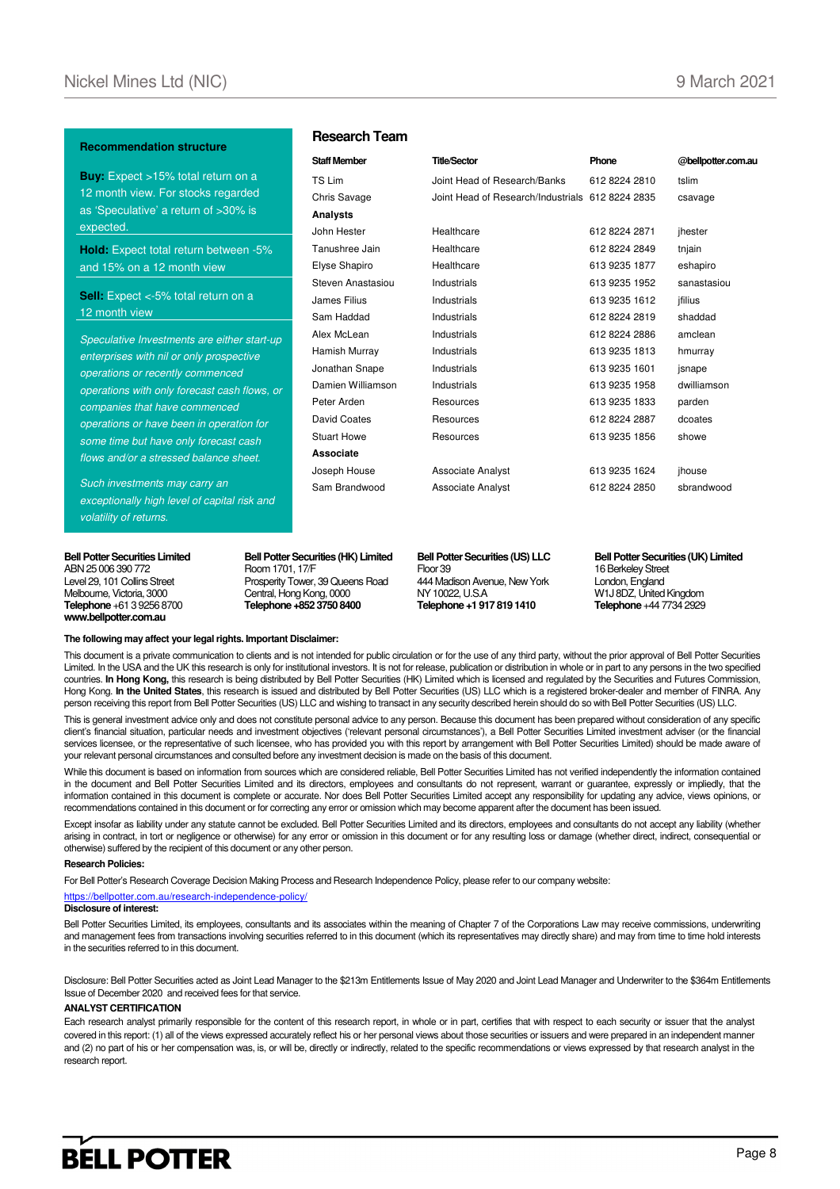**Recommendation structure**

**Buy:** Expect >15% total return on a 12 month view. For stocks regarded as 'Speculative' a return of >30% is expected.

**Hold:** Expect total return between -5% and 15% on a 12 month view

**Sell:** Expect <-5% total return on a 12 month view

*Speculative Investments are either start-up enterprises with nil or only prospective operations or recently commenced operations with only forecast cash flows, or companies that have commenced operations or have been in operation for some time but have only forecast cash flows and/or a stressed balance sheet.*

*Such investments may carry an exceptionally high level of capital risk and volatility of returns.*

## Research Team

| Staff Member | Title/Sector | Phone | @bellpotter.com.au |
|---|---|---|---|
| TS Lim | Joint Head of Research/Banks | 612 8224 2810 | tslim |
| Chris Savage | Joint Head of Research/Industrials | 612 8224 2835 | csavage |
| **Analysts** | | | |
| John Hester | Healthcare | 612 8224 2871 | jhester |
| Tanushree Jain | Healthcare | 612 8224 2849 | tnjain |
| Elyse Shapiro | Healthcare | 613 9235 1877 | eshapiro |
| Steven Anastasiou | Industrials | 613 9235 1952 | sanastasiou |
| James Filius | Industrials | 613 9235 1612 | jfilius |
| Sam Haddad | Industrials | 612 8224 2819 | shaddad |
| Alex McLean | Industrials | 612 8224 2886 | amclean |
| Hamish Murray | Industrials | 613 9235 1813 | hmurray |
| Jonathan Snape | Industrials | 613 9235 1601 | jsnape |
| Damien Williamson | Industrials | 613 9235 1958 | dwilliamson |
| Peter Arden | Resources | 613 9235 1833 | parden |
| David Coates | Resources | 612 8224 2887 | dcoates |
| Stuart Howe | Resources | 613 9235 1856 | showe |
| **Associate** | | | |
| Joseph House | Associate Analyst | 613 9235 1624 | jhouse |
| Sam Brandwood | Associate Analyst | 612 8224 2850 | sbrandwood |

**Bell Potter Securities Limited**
ABN 25 006 390 772
Level 29, 101 Collins Street
Melbourne, Victoria, 3000
**Telephone** +61 3 9256 8700
**www.bellpotter.com.au**

**Bell Potter Securities (HK) Limited**
Room 1701, 17/F
Prosperity Tower, 39 Queens Road
Central, Hong Kong, 0000
**Telephone +852 3750 8400**

**Bell Potter Securities (US) LLC**
Floor 39
444 Madison Avenue, New York
NY 10022, U.S.A
**Telephone +1 917 819 1410**

**Bell Potter Securities (UK) Limited**
16 Berkeley Street
London, England
W1J 8DZ, United Kingdom
**Telephone** +44 7734 2929

**The following may affect your legal rights. Important Disclaimer:**

This document is a private communication to clients and is not intended for public circulation or for the use of any third party, without the prior approval of Bell Potter Securities Limited. In the USA and the UK this research is only for institutional investors. It is not for release, publication or distribution in whole or in part to any persons in the two specified countries. **In Hong Kong,** this research is being distributed by Bell Potter Securities (HK) Limited which is licensed and regulated by the Securities and Futures Commission, Hong Kong. **In the United States**, this research is issued and distributed by Bell Potter Securities (US) LLC which is a registered broker-dealer and member of FINRA. Any person receiving this report from Bell Potter Securities (US) LLC and wishing to transact in any security described herein should do so with Bell Potter Securities (US) LLC.

This is general investment advice only and does not constitute personal advice to any person. Because this document has been prepared without consideration of any specific client's financial situation, particular needs and investment objectives ('relevant personal circumstances'), a Bell Potter Securities Limited investment adviser (or the financial services licensee, or the representative of such licensee, who has provided you with this report by arrangement with Bell Potter Securities Limited) should be made aware of your relevant personal circumstances and consulted before any investment decision is made on the basis of this document.

While this document is based on information from sources which are considered reliable, Bell Potter Securities Limited has not verified independently the information contained in the document and Bell Potter Securities Limited and its directors, employees and consultants do not represent, warrant or guarantee, expressly or impliedly, that the information contained in this document is complete or accurate. Nor does Bell Potter Securities Limited accept any responsibility for updating any advice, views opinions, or recommendations contained in this document or for correcting any error or omission which may become apparent after the document has been issued.

Except insofar as liability under any statute cannot be excluded. Bell Potter Securities Limited and its directors, employees and consultants do not accept any liability (whether arising in contract, in tort or negligence or otherwise) for any error or omission in this document or for any resulting loss or damage (whether direct, indirect, consequential or otherwise) suffered by the recipient of this document or any other person.

**Research Policies:**

For Bell Potter's Research Coverage Decision Making Process and Research Independence Policy, please refer to our company website:

https://bellpotter.com.au/research-independence-policy/

**Disclosure of interest:**

Bell Potter Securities Limited, its employees, consultants and its associates within the meaning of Chapter 7 of the Corporations Law may receive commissions, underwriting and management fees from transactions involving securities referred to in this document (which its representatives may directly share) and may from time to time hold interests in the securities referred to in this document.

Disclosure: Bell Potter Securities acted as Joint Lead Manager to the $213m Entitlements Issue of May 2020 and Joint Lead Manager and Underwriter to the $364m Entitlements Issue of December 2020 and received fees for that service.

**ANALYST CERTIFICATION**

Each research analyst primarily responsible for the content of this research report, in whole or in part, certifies that with respect to each security or issuer that the analyst covered in this report: (1) all of the views expressed accurately reflect his or her personal views about those securities or issuers and were prepared in an independent manner and (2) no part of his or her compensation was, is, or will be, directly or indirectly, related to the specific recommendations or views expressed by that research analyst in the research report.